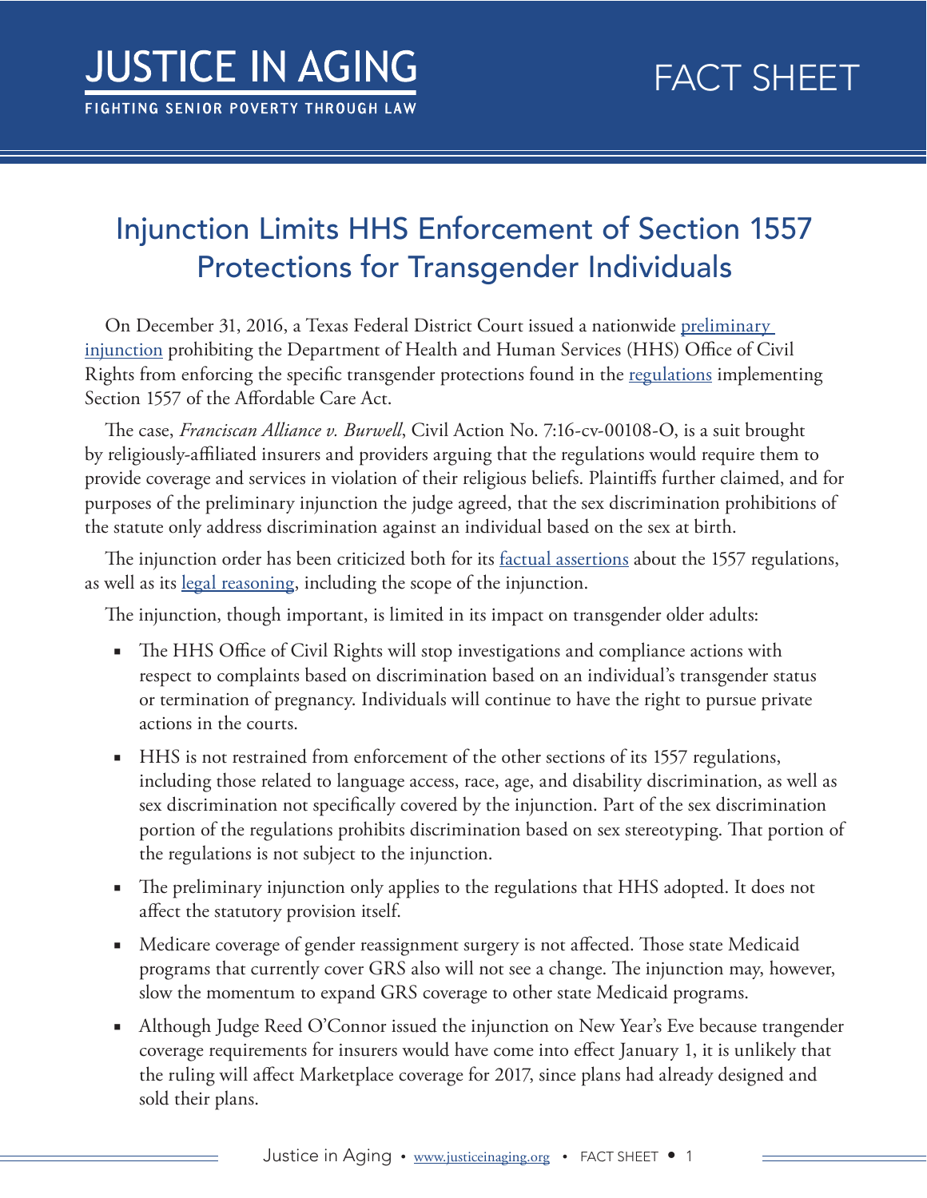# JUSTICE IN AGING

FIGHTING SENIOR POVERTY THROUGH LAW

FACT SHEET

## Injunction Limits HHS Enforcement of Section 1557 Protections for Transgender Individuals

On December 31, 2016, a Texas Federal District Court issued a nationwide preliminary injunction prohibiting the Department of Health and Human Services (HHS) Office of Civil Rights from enforcing the specific transgender protections found in the regulations implementing Section 1557 of the Affordable Care Act.

The case, *Franciscan Alliance v. Burwell*, Civil Action No. 7:16-cv-00108-O, is a suit brought by religiously-affiliated insurers and providers arguing that the regulations would require them to provide coverage and services in violation of their religious beliefs. Plaintiffs further claimed, and for purposes of the preliminary injunction the judge agreed, that the sex discrimination prohibitions of the statute only address discrimination against an individual based on the sex at birth.

The injunction order has been criticized both for its factual assertions about the 1557 regulations, as well as its legal reasoning, including the scope of the injunction.

The injunction, though important, is limited in its impact on transgender older adults:

- The HHS Office of Civil Rights will stop investigations and compliance actions with respect to complaints based on discrimination based on an individual's transgender status or termination of pregnancy. Individuals will continue to have the right to pursue private actions in the courts.
- HHS is not restrained from enforcement of the other sections of its 1557 regulations, including those related to language access, race, age, and disability discrimination, as well as sex discrimination not specifically covered by the injunction. Part of the sex discrimination portion of the regulations prohibits discrimination based on sex stereotyping. That portion of the regulations is not subject to the injunction.
- The preliminary injunction only applies to the regulations that HHS adopted. It does not affect the statutory provision itself.
- Medicare coverage of gender reassignment surgery is not affected. Those state Medicaid programs that currently cover GRS also will not see a change. The injunction may, however, slow the momentum to expand GRS coverage to other state Medicaid programs.
- Although Judge Reed O'Connor issued the injunction on New Year's Eve because trangender coverage requirements for insurers would have come into effect January 1, it is unlikely that the ruling will affect Marketplace coverage for 2017, since plans had already designed and sold their plans.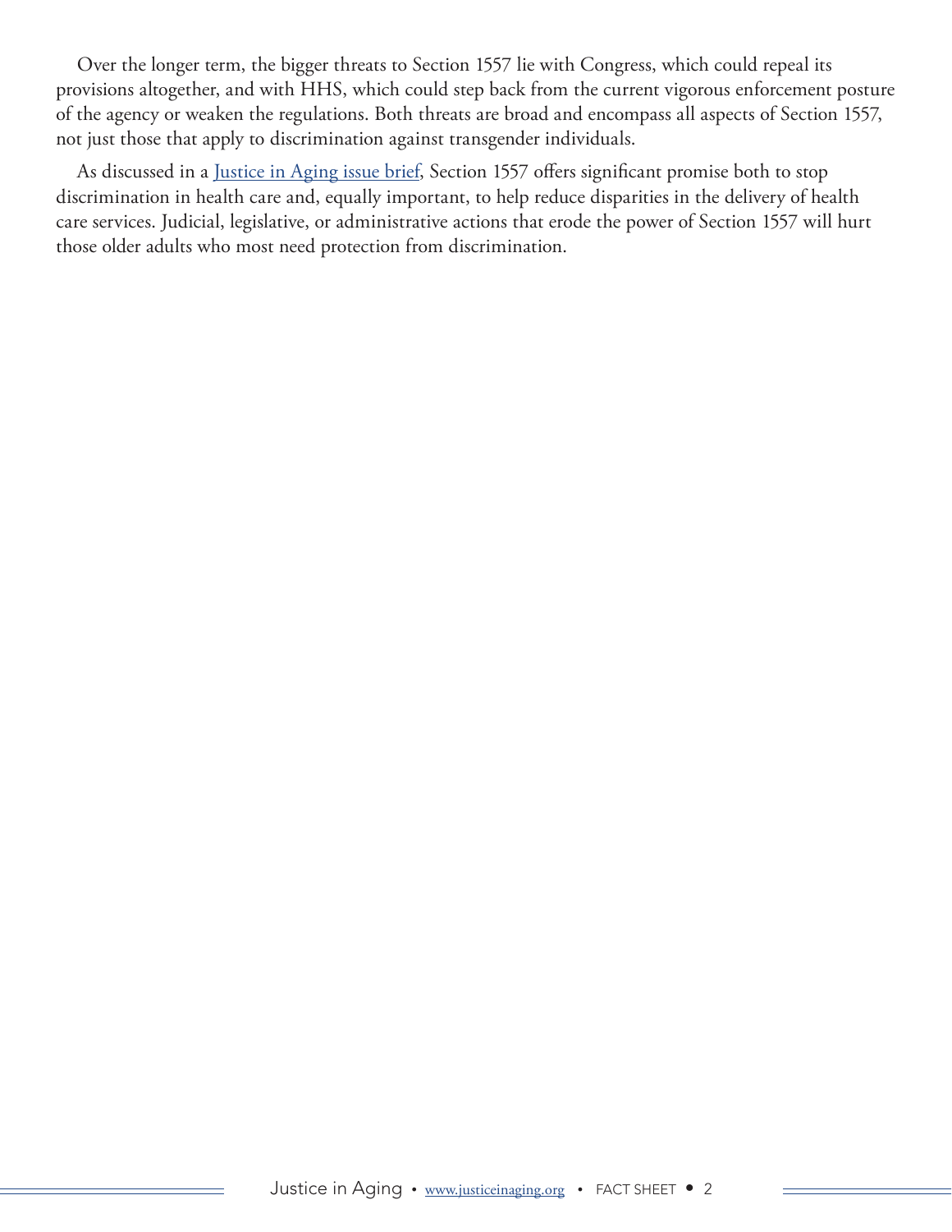Over the longer term, the bigger threats to Section 1557 lie with Congress, which could repeal its provisions altogether, and with HHS, which could step back from the current vigorous enforcement posture of the agency or weaken the regulations. Both threats are broad and encompass all aspects of Section 1557, not just those that apply to discrimination against transgender individuals.

As discussed in a Justice in Aging issue brief, Section 1557 offers significant promise both to stop discrimination in health care and, equally important, to help reduce disparities in the delivery of health care services. Judicial, legislative, or administrative actions that erode the power of Section 1557 will hurt those older adults who most need protection from discrimination.